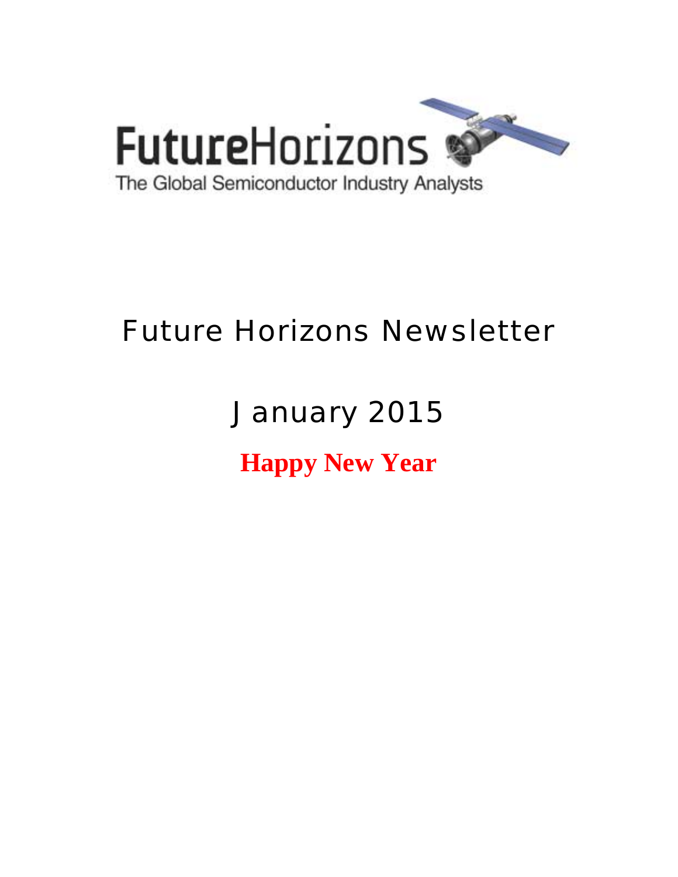FutureHorizons

The Global Semiconductor Industry Analysts

# Future Horizons Newsletter

## January 2015

**Happy New Year**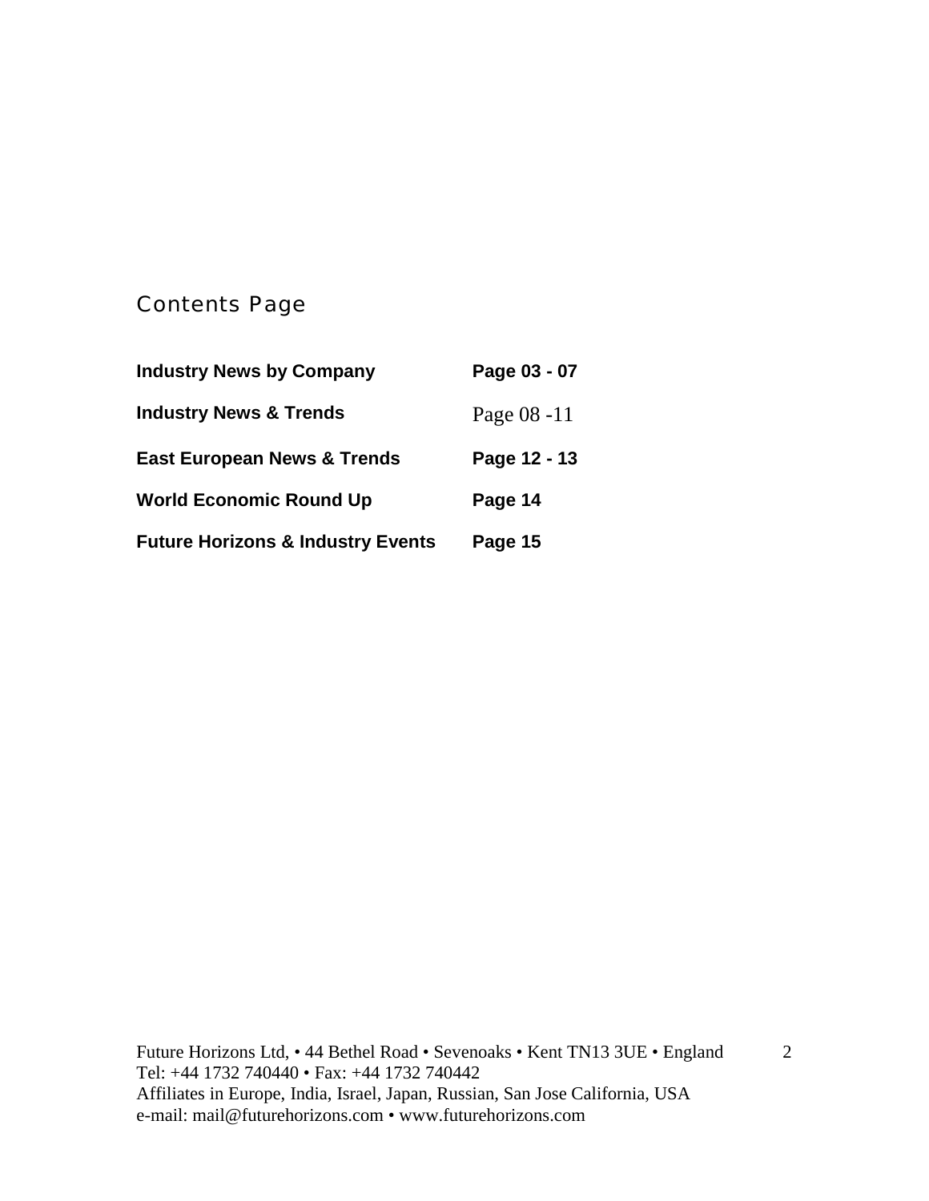## Contents Page

| | |
|---|---|
| **Industry News by Company** | **Page 03 - 07** |
| **Industry News & Trends** | Page 08 -11 |
| **East European News & Trends** | **Page 12 - 13** |
| **World Economic Round Up** | **Page 14** |
| **Future Horizons & Industry Events** | **Page 15** |

Future Horizons Ltd, • 44 Bethel Road • Sevenoaks • Kent TN13 3UE • England
Tel: +44 1732 740440 • Fax: +44 1732 740442
Affiliates in Europe, India, Israel, Japan, Russian, San Jose California, USA
e-mail: mail@futurehorizons.com • www.futurehorizons.com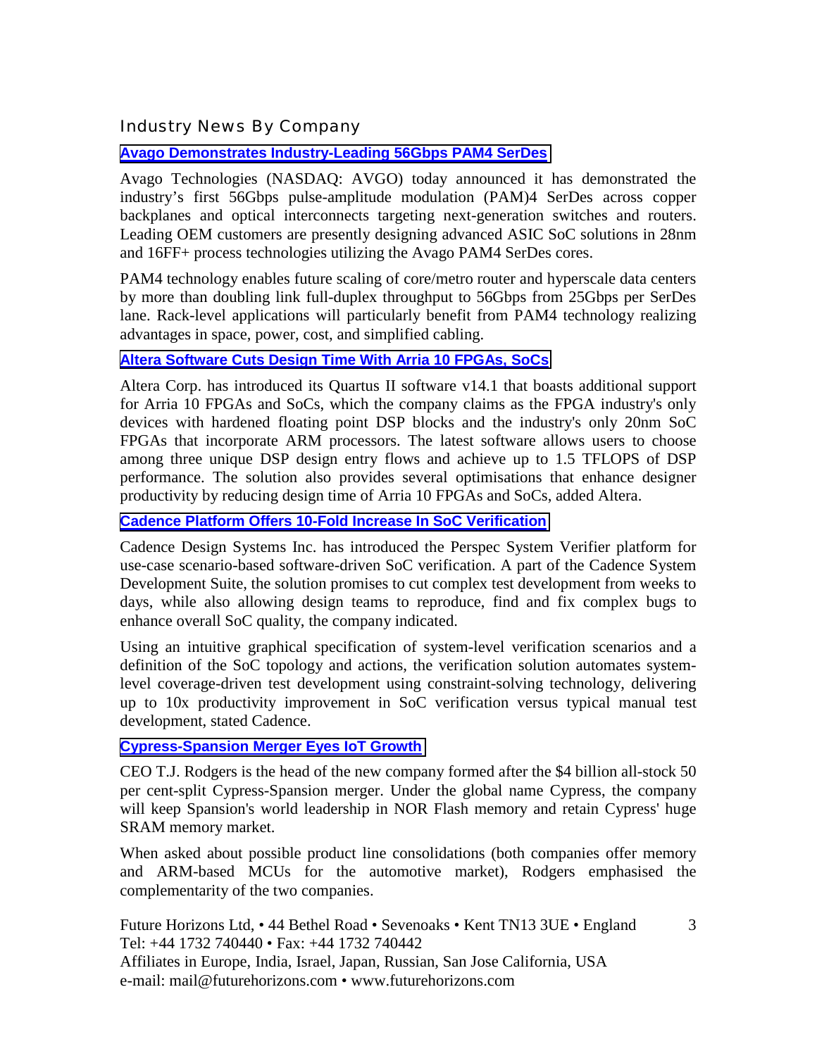## Industry News By Company

### Avago Demonstrates Industry-Leading 56Gbps PAM4 SerDes

Avago Technologies (NASDAQ: AVGO) today announced it has demonstrated the industry's first 56Gbps pulse-amplitude modulation (PAM)4 SerDes across copper backplanes and optical interconnects targeting next-generation switches and routers. Leading OEM customers are presently designing advanced ASIC SoC solutions in 28nm and 16FF+ process technologies utilizing the Avago PAM4 SerDes cores.

PAM4 technology enables future scaling of core/metro router and hyperscale data centers by more than doubling link full-duplex throughput to 56Gbps from 25Gbps per SerDes lane. Rack-level applications will particularly benefit from PAM4 technology realizing advantages in space, power, cost, and simplified cabling.

### Altera Software Cuts Design Time With Arria 10 FPGAs, SoCs

Altera Corp. has introduced its Quartus II software v14.1 that boasts additional support for Arria 10 FPGAs and SoCs, which the company claims as the FPGA industry's only devices with hardened floating point DSP blocks and the industry's only 20nm SoC FPGAs that incorporate ARM processors. The latest software allows users to choose among three unique DSP design entry flows and achieve up to 1.5 TFLOPS of DSP performance. The solution also provides several optimisations that enhance designer productivity by reducing design time of Arria 10 FPGAs and SoCs, added Altera.

### Cadence Platform Offers 10-Fold Increase In SoC Verification

Cadence Design Systems Inc. has introduced the Perspec System Verifier platform for use-case scenario-based software-driven SoC verification. A part of the Cadence System Development Suite, the solution promises to cut complex test development from weeks to days, while also allowing design teams to reproduce, find and fix complex bugs to enhance overall SoC quality, the company indicated.

Using an intuitive graphical specification of system-level verification scenarios and a definition of the SoC topology and actions, the verification solution automates system-level coverage-driven test development using constraint-solving technology, delivering up to 10x productivity improvement in SoC verification versus typical manual test development, stated Cadence.

### Cypress-Spansion Merger Eyes IoT Growth

CEO T.J. Rodgers is the head of the new company formed after the $4 billion all-stock 50 per cent-split Cypress-Spansion merger. Under the global name Cypress, the company will keep Spansion's world leadership in NOR Flash memory and retain Cypress' huge SRAM memory market.

When asked about possible product line consolidations (both companies offer memory and ARM-based MCUs for the automotive market), Rodgers emphasised the complementarity of the two companies.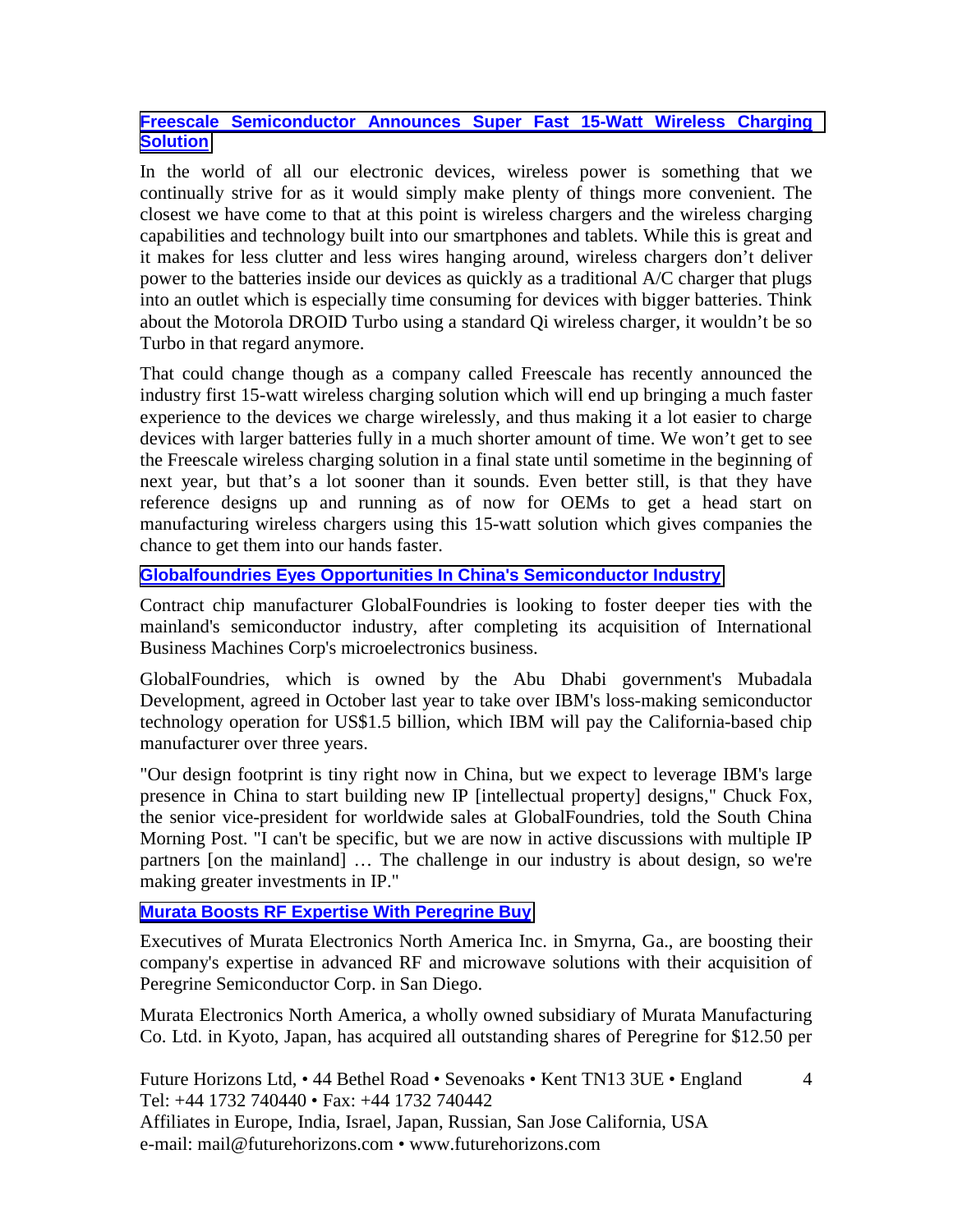### [Freescale Semiconductor Announces Super Fast 15-Watt Wireless Charging Solution]

In the world of all our electronic devices, wireless power is something that we continually strive for as it would simply make plenty of things more convenient. The closest we have come to that at this point is wireless chargers and the wireless charging capabilities and technology built into our smartphones and tablets. While this is great and it makes for less clutter and less wires hanging around, wireless chargers don't deliver power to the batteries inside our devices as quickly as a traditional A/C charger that plugs into an outlet which is especially time consuming for devices with bigger batteries. Think about the Motorola DROID Turbo using a standard Qi wireless charger, it wouldn't be so Turbo in that regard anymore.

That could change though as a company called Freescale has recently announced the industry first 15-watt wireless charging solution which will end up bringing a much faster experience to the devices we charge wirelessly, and thus making it a lot easier to charge devices with larger batteries fully in a much shorter amount of time. We won't get to see the Freescale wireless charging solution in a final state until sometime in the beginning of next year, but that's a lot sooner than it sounds. Even better still, is that they have reference designs up and running as of now for OEMs to get a head start on manufacturing wireless chargers using this 15-watt solution which gives companies the chance to get them into our hands faster.

### [Globalfoundries Eyes Opportunities In China's Semiconductor Industry]

Contract chip manufacturer GlobalFoundries is looking to foster deeper ties with the mainland's semiconductor industry, after completing its acquisition of International Business Machines Corp's microelectronics business.

GlobalFoundries, which is owned by the Abu Dhabi government's Mubadala Development, agreed in October last year to take over IBM's loss-making semiconductor technology operation for US$1.5 billion, which IBM will pay the California-based chip manufacturer over three years.

"Our design footprint is tiny right now in China, but we expect to leverage IBM's large presence in China to start building new IP [intellectual property] designs," Chuck Fox, the senior vice-president for worldwide sales at GlobalFoundries, told the South China Morning Post. "I can't be specific, but we are now in active discussions with multiple IP partners [on the mainland] … The challenge in our industry is about design, so we're making greater investments in IP."

### [Murata Boosts RF Expertise With Peregrine Buy]

Executives of Murata Electronics North America Inc. in Smyrna, Ga., are boosting their company's expertise in advanced RF and microwave solutions with their acquisition of Peregrine Semiconductor Corp. in San Diego.

Murata Electronics North America, a wholly owned subsidiary of Murata Manufacturing Co. Ltd. in Kyoto, Japan, has acquired all outstanding shares of Peregrine for $12.50 per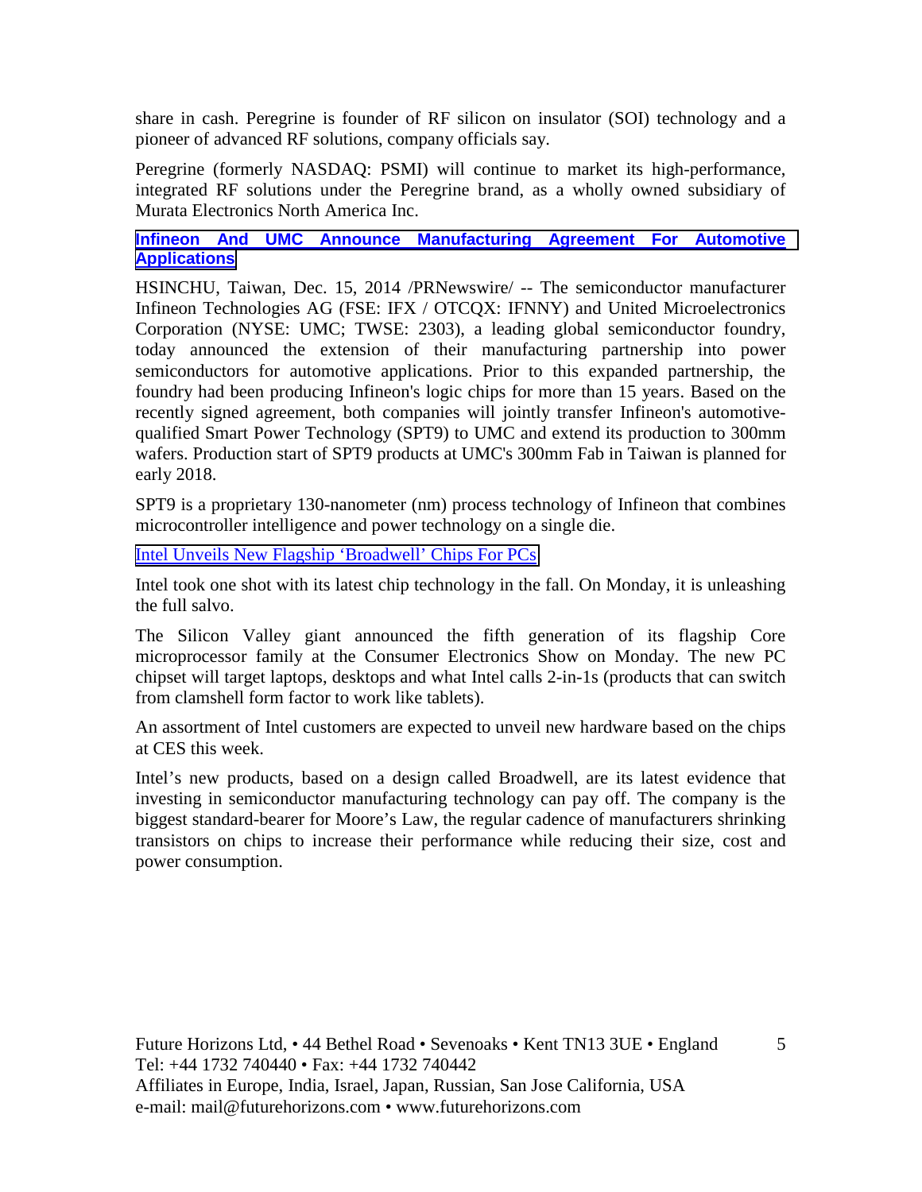share in cash. Peregrine is founder of RF silicon on insulator (SOI) technology and a pioneer of advanced RF solutions, company officials say.

Peregrine (formerly NASDAQ: PSMI) will continue to market its high-performance, integrated RF solutions under the Peregrine brand, as a wholly owned subsidiary of Murata Electronics North America Inc.

### Infineon And UMC Announce Manufacturing Agreement For Automotive Applications

HSINCHU, Taiwan, Dec. 15, 2014 /PRNewswire/ -- The semiconductor manufacturer Infineon Technologies AG (FSE: IFX / OTCQX: IFNNY) and United Microelectronics Corporation (NYSE: UMC; TWSE: 2303), a leading global semiconductor foundry, today announced the extension of their manufacturing partnership into power semiconductors for automotive applications. Prior to this expanded partnership, the foundry had been producing Infineon's logic chips for more than 15 years. Based on the recently signed agreement, both companies will jointly transfer Infineon's automotive-qualified Smart Power Technology (SPT9) to UMC and extend its production to 300mm wafers. Production start of SPT9 products at UMC's 300mm Fab in Taiwan is planned for early 2018.

SPT9 is a proprietary 130-nanometer (nm) process technology of Infineon that combines microcontroller intelligence and power technology on a single die.

### Intel Unveils New Flagship 'Broadwell' Chips For PCs

Intel took one shot with its latest chip technology in the fall. On Monday, it is unleashing the full salvo.

The Silicon Valley giant announced the fifth generation of its flagship Core microprocessor family at the Consumer Electronics Show on Monday. The new PC chipset will target laptops, desktops and what Intel calls 2-in-1s (products that can switch from clamshell form factor to work like tablets).

An assortment of Intel customers are expected to unveil new hardware based on the chips at CES this week.

Intel's new products, based on a design called Broadwell, are its latest evidence that investing in semiconductor manufacturing technology can pay off. The company is the biggest standard-bearer for Moore's Law, the regular cadence of manufacturers shrinking transistors on chips to increase their performance while reducing their size, cost and power consumption.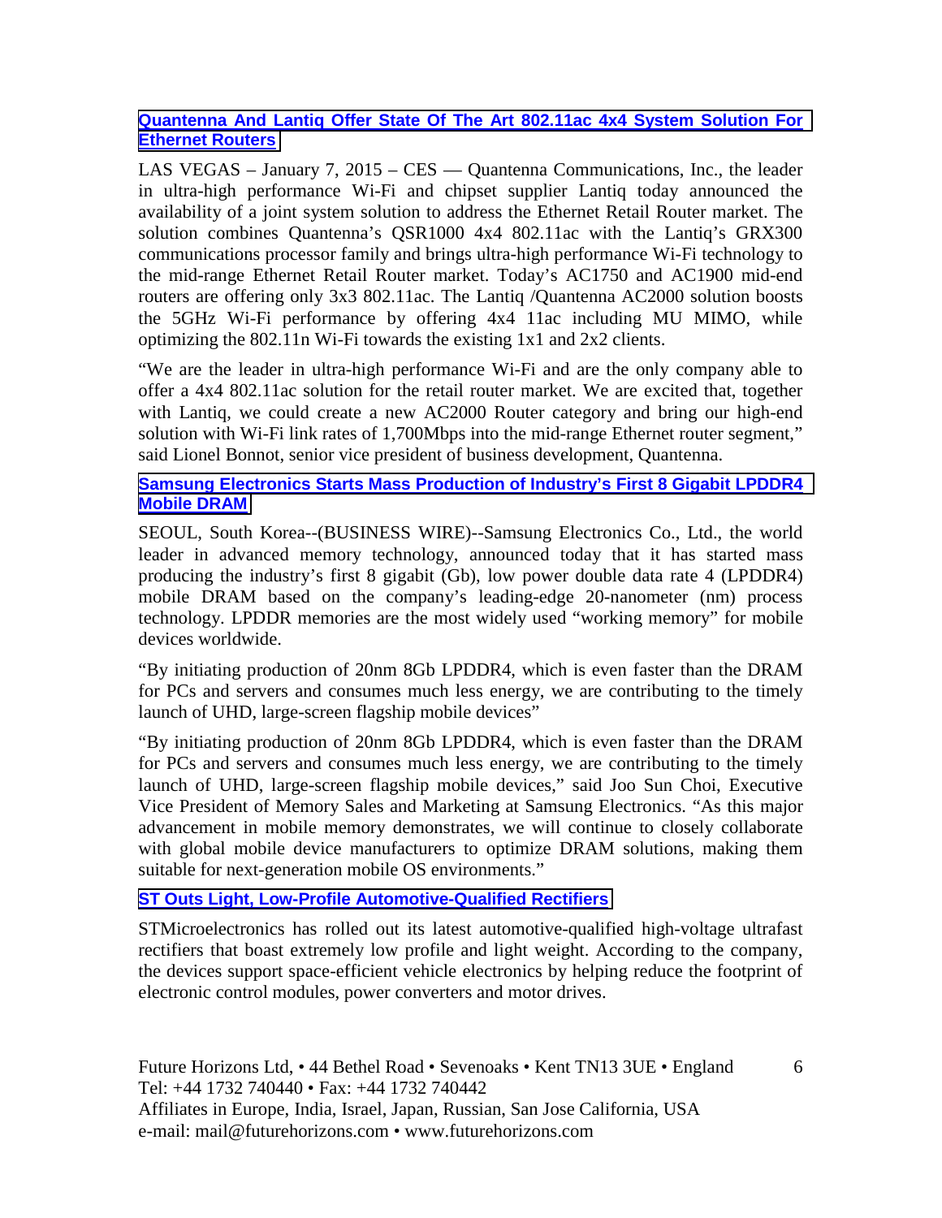**[Quantenna And Lantiq Offer State Of The Art 802.11ac 4x4 System Solution For Ethernet Routers]**

LAS VEGAS – January 7, 2015 – CES — Quantenna Communications, Inc., the leader in ultra-high performance Wi-Fi and chipset supplier Lantiq today announced the availability of a joint system solution to address the Ethernet Retail Router market. The solution combines Quantenna's QSR1000 4x4 802.11ac with the Lantiq's GRX300 communications processor family and brings ultra-high performance Wi-Fi technology to the mid-range Ethernet Retail Router market. Today's AC1750 and AC1900 mid-end routers are offering only 3x3 802.11ac. The Lantiq /Quantenna AC2000 solution boosts the 5GHz Wi-Fi performance by offering 4x4 11ac including MU MIMO, while optimizing the 802.11n Wi-Fi towards the existing 1x1 and 2x2 clients.

"We are the leader in ultra-high performance Wi-Fi and are the only company able to offer a 4x4 802.11ac solution for the retail router market. We are excited that, together with Lantiq, we could create a new AC2000 Router category and bring our high-end solution with Wi-Fi link rates of 1,700Mbps into the mid-range Ethernet router segment," said Lionel Bonnot, senior vice president of business development, Quantenna.

**[Samsung Electronics Starts Mass Production of Industry's First 8 Gigabit LPDDR4 Mobile DRAM]**

SEOUL, South Korea--(BUSINESS WIRE)--Samsung Electronics Co., Ltd., the world leader in advanced memory technology, announced today that it has started mass producing the industry's first 8 gigabit (Gb), low power double data rate 4 (LPDDR4) mobile DRAM based on the company's leading-edge 20-nanometer (nm) process technology. LPDDR memories are the most widely used "working memory" for mobile devices worldwide.

"By initiating production of 20nm 8Gb LPDDR4, which is even faster than the DRAM for PCs and servers and consumes much less energy, we are contributing to the timely launch of UHD, large-screen flagship mobile devices"

"By initiating production of 20nm 8Gb LPDDR4, which is even faster than the DRAM for PCs and servers and consumes much less energy, we are contributing to the timely launch of UHD, large-screen flagship mobile devices," said Joo Sun Choi, Executive Vice President of Memory Sales and Marketing at Samsung Electronics. "As this major advancement in mobile memory demonstrates, we will continue to closely collaborate with global mobile device manufacturers to optimize DRAM solutions, making them suitable for next-generation mobile OS environments."

**[ST Outs Light, Low-Profile Automotive-Qualified Rectifiers]**

STMicroelectronics has rolled out its latest automotive-qualified high-voltage ultrafast rectifiers that boast extremely low profile and light weight. According to the company, the devices support space-efficient vehicle electronics by helping reduce the footprint of electronic control modules, power converters and motor drives.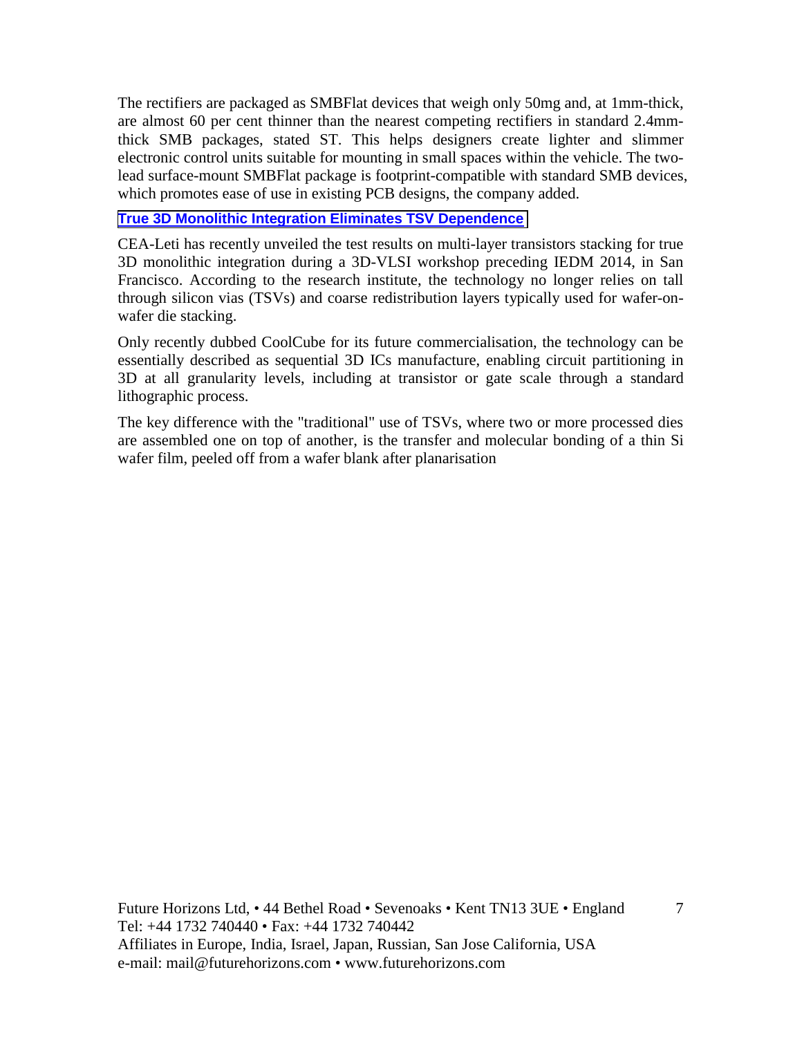The rectifiers are packaged as SMBFlat devices that weigh only 50mg and, at 1mm-thick, are almost 60 per cent thinner than the nearest competing rectifiers in standard 2.4mm-thick SMB packages, stated ST. This helps designers create lighter and slimmer electronic control units suitable for mounting in small spaces within the vehicle. The two-lead surface-mount SMBFlat package is footprint-compatible with standard SMB devices, which promotes ease of use in existing PCB designs, the company added.

## True 3D Monolithic Integration Eliminates TSV Dependence

CEA-Leti has recently unveiled the test results on multi-layer transistors stacking for true 3D monolithic integration during a 3D-VLSI workshop preceding IEDM 2014, in San Francisco. According to the research institute, the technology no longer relies on tall through silicon vias (TSVs) and coarse redistribution layers typically used for wafer-on-wafer die stacking.

Only recently dubbed CoolCube for its future commercialisation, the technology can be essentially described as sequential 3D ICs manufacture, enabling circuit partitioning in 3D at all granularity levels, including at transistor or gate scale through a standard lithographic process.

The key difference with the "traditional" use of TSVs, where two or more processed dies are assembled one on top of another, is the transfer and molecular bonding of a thin Si wafer film, peeled off from a wafer blank after planarisation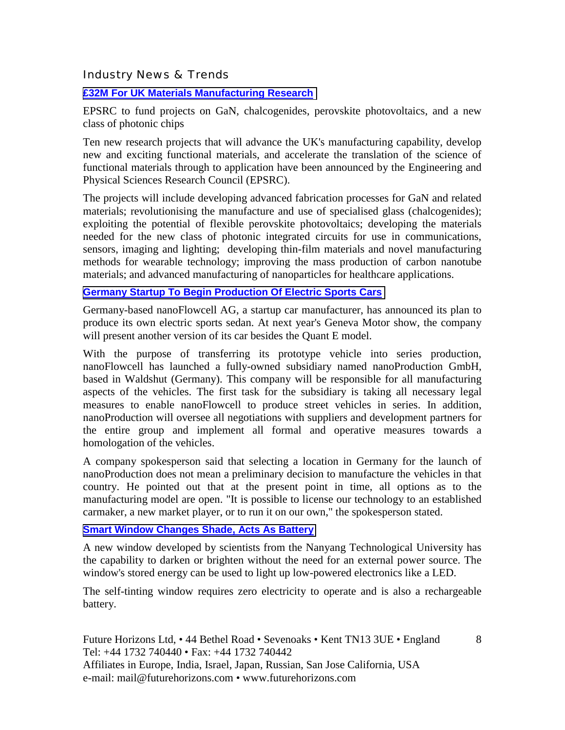## Industry News & Trends

### £32M For UK Materials Manufacturing Research

EPSRC to fund projects on GaN, chalcogenides, perovskite photovoltaics, and a new class of photonic chips

Ten new research projects that will advance the UK's manufacturing capability, develop new and exciting functional materials, and accelerate the translation of the science of functional materials through to application have been announced by the Engineering and Physical Sciences Research Council (EPSRC).

The projects will include developing advanced fabrication processes for GaN and related materials; revolutionising the manufacture and use of specialised glass (chalcogenides); exploiting the potential of flexible perovskite photovoltaics; developing the materials needed for the new class of photonic integrated circuits for use in communications, sensors, imaging and lighting; developing thin-film materials and novel manufacturing methods for wearable technology; improving the mass production of carbon nanotube materials; and advanced manufacturing of nanoparticles for healthcare applications.

### Germany Startup To Begin Production Of Electric Sports Cars

Germany-based nanoFlowcell AG, a startup car manufacturer, has announced its plan to produce its own electric sports sedan. At next year's Geneva Motor show, the company will present another version of its car besides the Quant E model.

With the purpose of transferring its prototype vehicle into series production, nanoFlowcell has launched a fully-owned subsidiary named nanoProduction GmbH, based in Waldshut (Germany). This company will be responsible for all manufacturing aspects of the vehicles. The first task for the subsidiary is taking all necessary legal measures to enable nanoFlowcell to produce street vehicles in series. In addition, nanoProduction will oversee all negotiations with suppliers and development partners for the entire group and implement all formal and operative measures towards a homologation of the vehicles.

A company spokesperson said that selecting a location in Germany for the launch of nanoProduction does not mean a preliminary decision to manufacture the vehicles in that country. He pointed out that at the present point in time, all options as to the manufacturing model are open. "It is possible to license our technology to an established carmaker, a new market player, or to run it on our own," the spokesperson stated.

### Smart Window Changes Shade, Acts As Battery

A new window developed by scientists from the Nanyang Technological University has the capability to darken or brighten without the need for an external power source. The window's stored energy can be used to light up low-powered electronics like a LED.

The self-tinting window requires zero electricity to operate and is also a rechargeable battery.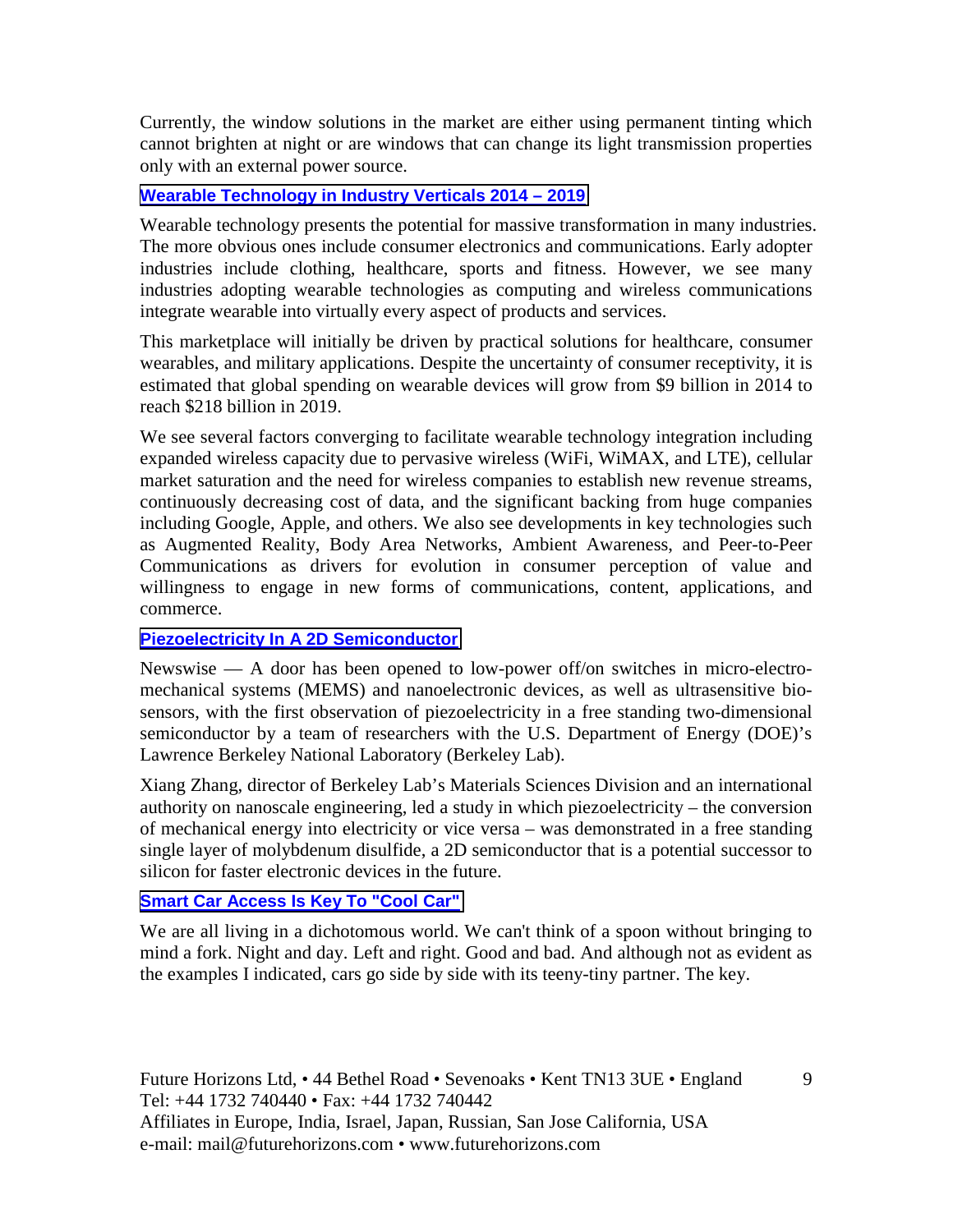Currently, the window solutions in the market are either using permanent tinting which cannot brighten at night or are windows that can change its light transmission properties only with an external power source.

### Wearable Technology in Industry Verticals 2014 – 2019

Wearable technology presents the potential for massive transformation in many industries. The more obvious ones include consumer electronics and communications. Early adopter industries include clothing, healthcare, sports and fitness. However, we see many industries adopting wearable technologies as computing and wireless communications integrate wearable into virtually every aspect of products and services.

This marketplace will initially be driven by practical solutions for healthcare, consumer wearables, and military applications. Despite the uncertainty of consumer receptivity, it is estimated that global spending on wearable devices will grow from \$9 billion in 2014 to reach \$218 billion in 2019.

We see several factors converging to facilitate wearable technology integration including expanded wireless capacity due to pervasive wireless (WiFi, WiMAX, and LTE), cellular market saturation and the need for wireless companies to establish new revenue streams, continuously decreasing cost of data, and the significant backing from huge companies including Google, Apple, and others. We also see developments in key technologies such as Augmented Reality, Body Area Networks, Ambient Awareness, and Peer-to-Peer Communications as drivers for evolution in consumer perception of value and willingness to engage in new forms of communications, content, applications, and commerce.

### Piezoelectricity In A 2D Semiconductor

Newswise — A door has been opened to low-power off/on switches in micro-electro-mechanical systems (MEMS) and nanoelectronic devices, as well as ultrasensitive bio-sensors, with the first observation of piezoelectricity in a free standing two-dimensional semiconductor by a team of researchers with the U.S. Department of Energy (DOE)'s Lawrence Berkeley National Laboratory (Berkeley Lab).

Xiang Zhang, director of Berkeley Lab's Materials Sciences Division and an international authority on nanoscale engineering, led a study in which piezoelectricity – the conversion of mechanical energy into electricity or vice versa – was demonstrated in a free standing single layer of molybdenum disulfide, a 2D semiconductor that is a potential successor to silicon for faster electronic devices in the future.

### Smart Car Access Is Key To "Cool Car"

We are all living in a dichotomous world. We can't think of a spoon without bringing to mind a fork. Night and day. Left and right. Good and bad. And although not as evident as the examples I indicated, cars go side by side with its teeny-tiny partner. The key.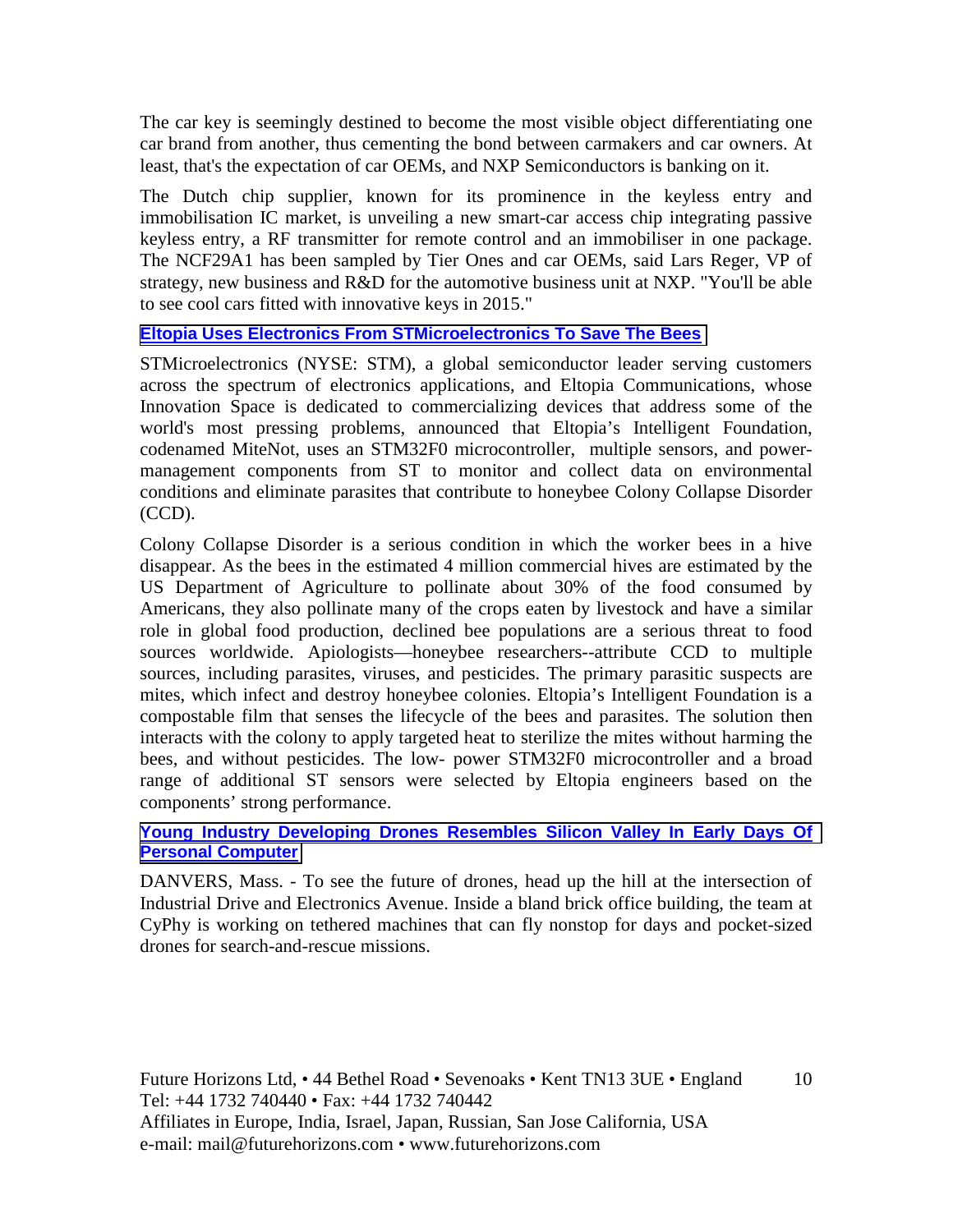The car key is seemingly destined to become the most visible object differentiating one car brand from another, thus cementing the bond between carmakers and car owners. At least, that's the expectation of car OEMs, and NXP Semiconductors is banking on it.

The Dutch chip supplier, known for its prominence in the keyless entry and immobilisation IC market, is unveiling a new smart-car access chip integrating passive keyless entry, a RF transmitter for remote control and an immobiliser in one package. The NCF29A1 has been sampled by Tier Ones and car OEMs, said Lars Reger, VP of strategy, new business and R&D for the automotive business unit at NXP. "You'll be able to see cool cars fitted with innovative keys in 2015."

**Eltopia Uses Electronics From STMicroelectronics To Save The Bees**

STMicroelectronics (NYSE: STM), a global semiconductor leader serving customers across the spectrum of electronics applications, and Eltopia Communications, whose Innovation Space is dedicated to commercializing devices that address some of the world's most pressing problems, announced that Eltopia's Intelligent Foundation, codenamed MiteNot, uses an STM32F0 microcontroller, multiple sensors, and power-management components from ST to monitor and collect data on environmental conditions and eliminate parasites that contribute to honeybee Colony Collapse Disorder (CCD).

Colony Collapse Disorder is a serious condition in which the worker bees in a hive disappear. As the bees in the estimated 4 million commercial hives are estimated by the US Department of Agriculture to pollinate about 30% of the food consumed by Americans, they also pollinate many of the crops eaten by livestock and have a similar role in global food production, declined bee populations are a serious threat to food sources worldwide. Apiologists—honeybee researchers--attribute CCD to multiple sources, including parasites, viruses, and pesticides. The primary parasitic suspects are mites, which infect and destroy honeybee colonies. Eltopia's Intelligent Foundation is a compostable film that senses the lifecycle of the bees and parasites. The solution then interacts with the colony to apply targeted heat to sterilize the mites without harming the bees, and without pesticides. The low- power STM32F0 microcontroller and a broad range of additional ST sensors were selected by Eltopia engineers based on the components' strong performance.

**Young Industry Developing Drones Resembles Silicon Valley In Early Days Of Personal Computer**

DANVERS, Mass. - To see the future of drones, head up the hill at the intersection of Industrial Drive and Electronics Avenue. Inside a bland brick office building, the team at CyPhy is working on tethered machines that can fly nonstop for days and pocket-sized drones for search-and-rescue missions.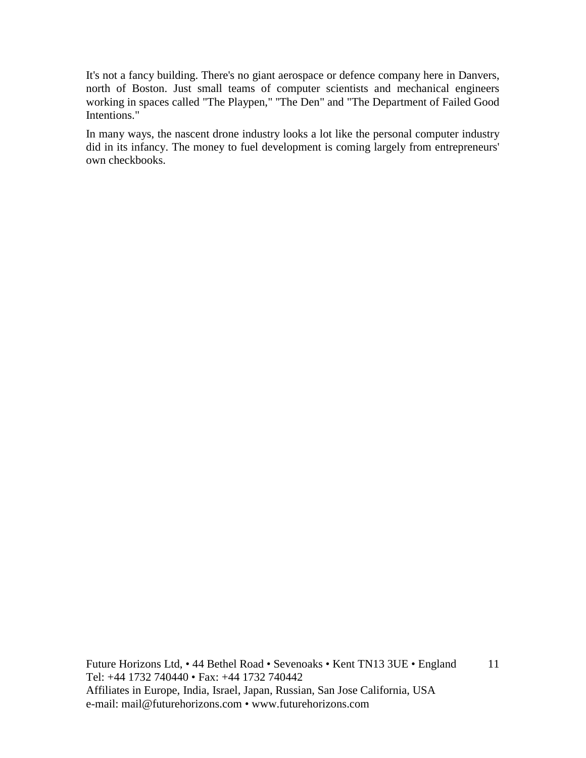It's not a fancy building. There's no giant aerospace or defence company here in Danvers, north of Boston. Just small teams of computer scientists and mechanical engineers working in spaces called "The Playpen," "The Den" and "The Department of Failed Good Intentions."

In many ways, the nascent drone industry looks a lot like the personal computer industry did in its infancy. The money to fuel development is coming largely from entrepreneurs' own checkbooks.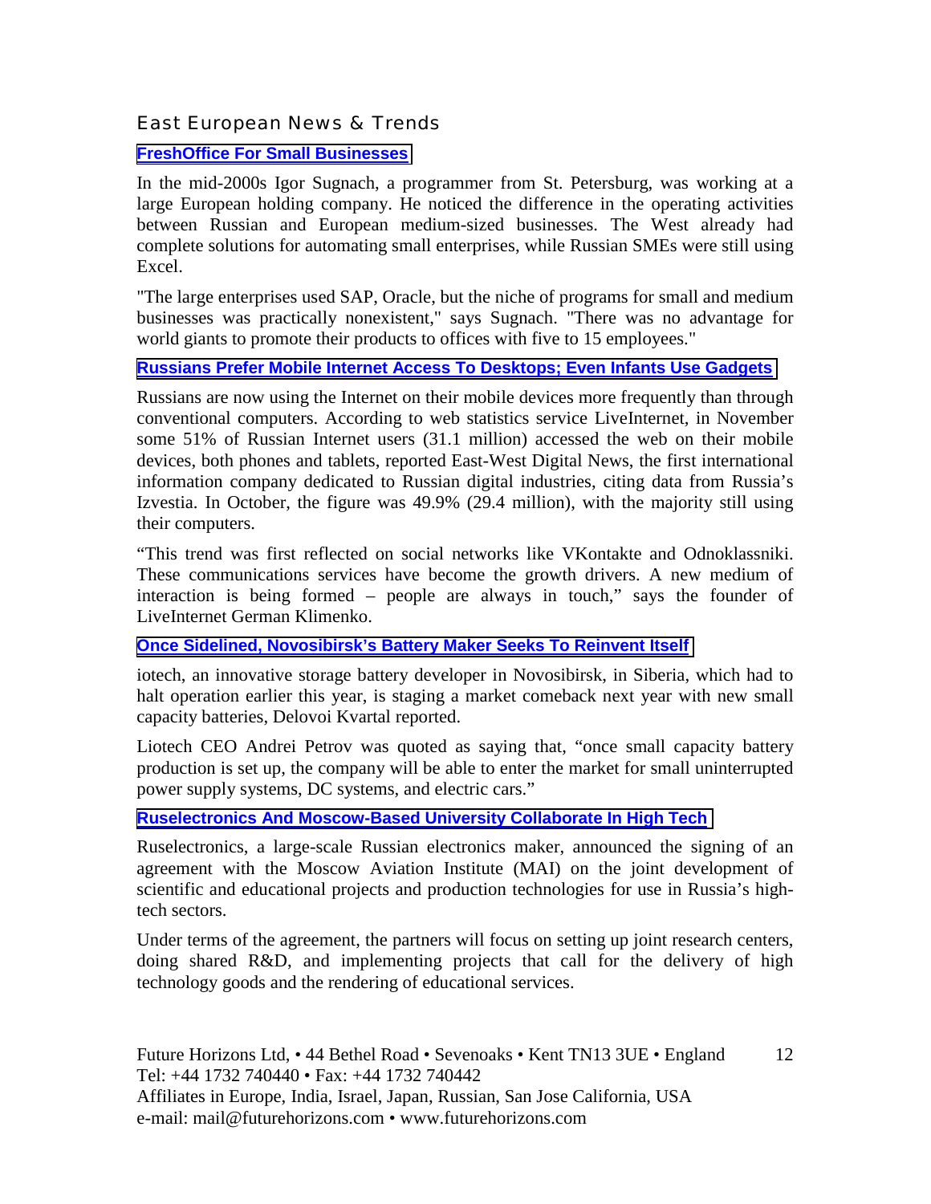## East European News & Trends

### FreshOffice For Small Businesses

In the mid-2000s Igor Sugnach, a programmer from St. Petersburg, was working at a large European holding company. He noticed the difference in the operating activities between Russian and European medium-sized businesses. The West already had complete solutions for automating small enterprises, while Russian SMEs were still using Excel.

"The large enterprises used SAP, Oracle, but the niche of programs for small and medium businesses was practically nonexistent," says Sugnach. "There was no advantage for world giants to promote their products to offices with five to 15 employees."

### Russians Prefer Mobile Internet Access To Desktops; Even Infants Use Gadgets

Russians are now using the Internet on their mobile devices more frequently than through conventional computers. According to web statistics service LiveInternet, in November some 51% of Russian Internet users (31.1 million) accessed the web on their mobile devices, both phones and tablets, reported East-West Digital News, the first international information company dedicated to Russian digital industries, citing data from Russia's Izvestia. In October, the figure was 49.9% (29.4 million), with the majority still using their computers.

"This trend was first reflected on social networks like VKontakte and Odnoklassniki. These communications services have become the growth drivers. A new medium of interaction is being formed – people are always in touch," says the founder of LiveInternet German Klimenko.

### Once Sidelined, Novosibirsk's Battery Maker Seeks To Reinvent Itself

iotech, an innovative storage battery developer in Novosibirsk, in Siberia, which had to halt operation earlier this year, is staging a market comeback next year with new small capacity batteries, Delovoi Kvartal reported.

Liotech CEO Andrei Petrov was quoted as saying that, "once small capacity battery production is set up, the company will be able to enter the market for small uninterrupted power supply systems, DC systems, and electric cars."

### Ruselectronics And Moscow-Based University Collaborate In High Tech

Ruselectronics, a large-scale Russian electronics maker, announced the signing of an agreement with the Moscow Aviation Institute (MAI) on the joint development of scientific and educational projects and production technologies for use in Russia's high-tech sectors.

Under terms of the agreement, the partners will focus on setting up joint research centers, doing shared R&D, and implementing projects that call for the delivery of high technology goods and the rendering of educational services.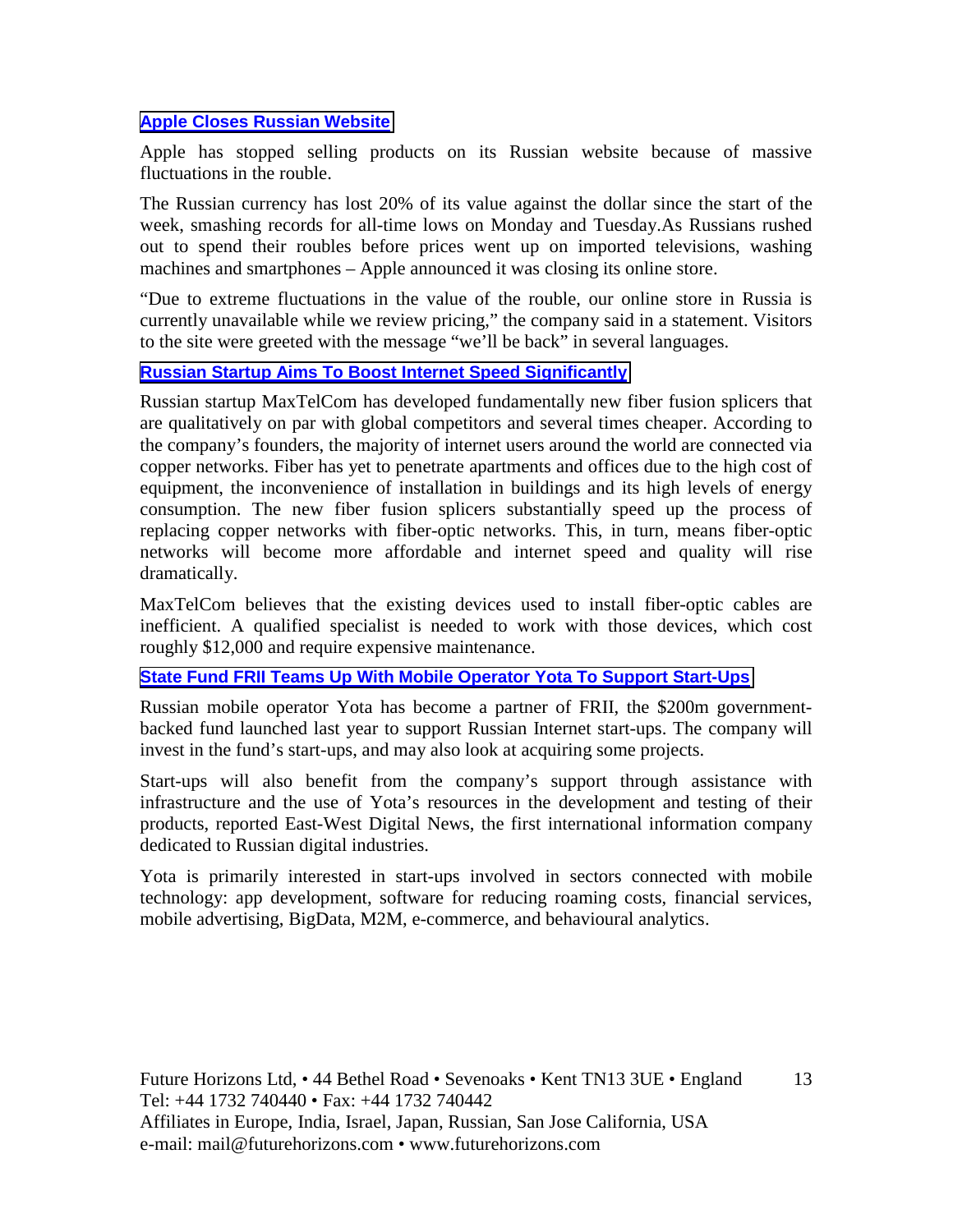### Apple Closes Russian Website

Apple has stopped selling products on its Russian website because of massive fluctuations in the rouble.

The Russian currency has lost 20% of its value against the dollar since the start of the week, smashing records for all-time lows on Monday and Tuesday.As Russians rushed out to spend their roubles before prices went up on imported televisions, washing machines and smartphones – Apple announced it was closing its online store.

"Due to extreme fluctuations in the value of the rouble, our online store in Russia is currently unavailable while we review pricing," the company said in a statement. Visitors to the site were greeted with the message "we'll be back" in several languages.

### Russian Startup Aims To Boost Internet Speed Significantly

Russian startup MaxTelCom has developed fundamentally new fiber fusion splicers that are qualitatively on par with global competitors and several times cheaper. According to the company's founders, the majority of internet users around the world are connected via copper networks. Fiber has yet to penetrate apartments and offices due to the high cost of equipment, the inconvenience of installation in buildings and its high levels of energy consumption. The new fiber fusion splicers substantially speed up the process of replacing copper networks with fiber-optic networks. This, in turn, means fiber-optic networks will become more affordable and internet speed and quality will rise dramatically.

MaxTelCom believes that the existing devices used to install fiber-optic cables are inefficient. A qualified specialist is needed to work with those devices, which cost roughly $12,000 and require expensive maintenance.

### State Fund FRII Teams Up With Mobile Operator Yota To Support Start-Ups

Russian mobile operator Yota has become a partner of FRII, the $200m government-backed fund launched last year to support Russian Internet start-ups. The company will invest in the fund's start-ups, and may also look at acquiring some projects.

Start-ups will also benefit from the company's support through assistance with infrastructure and the use of Yota's resources in the development and testing of their products, reported East-West Digital News, the first international information company dedicated to Russian digital industries.

Yota is primarily interested in start-ups involved in sectors connected with mobile technology: app development, software for reducing roaming costs, financial services, mobile advertising, BigData, M2M, e-commerce, and behavioural analytics.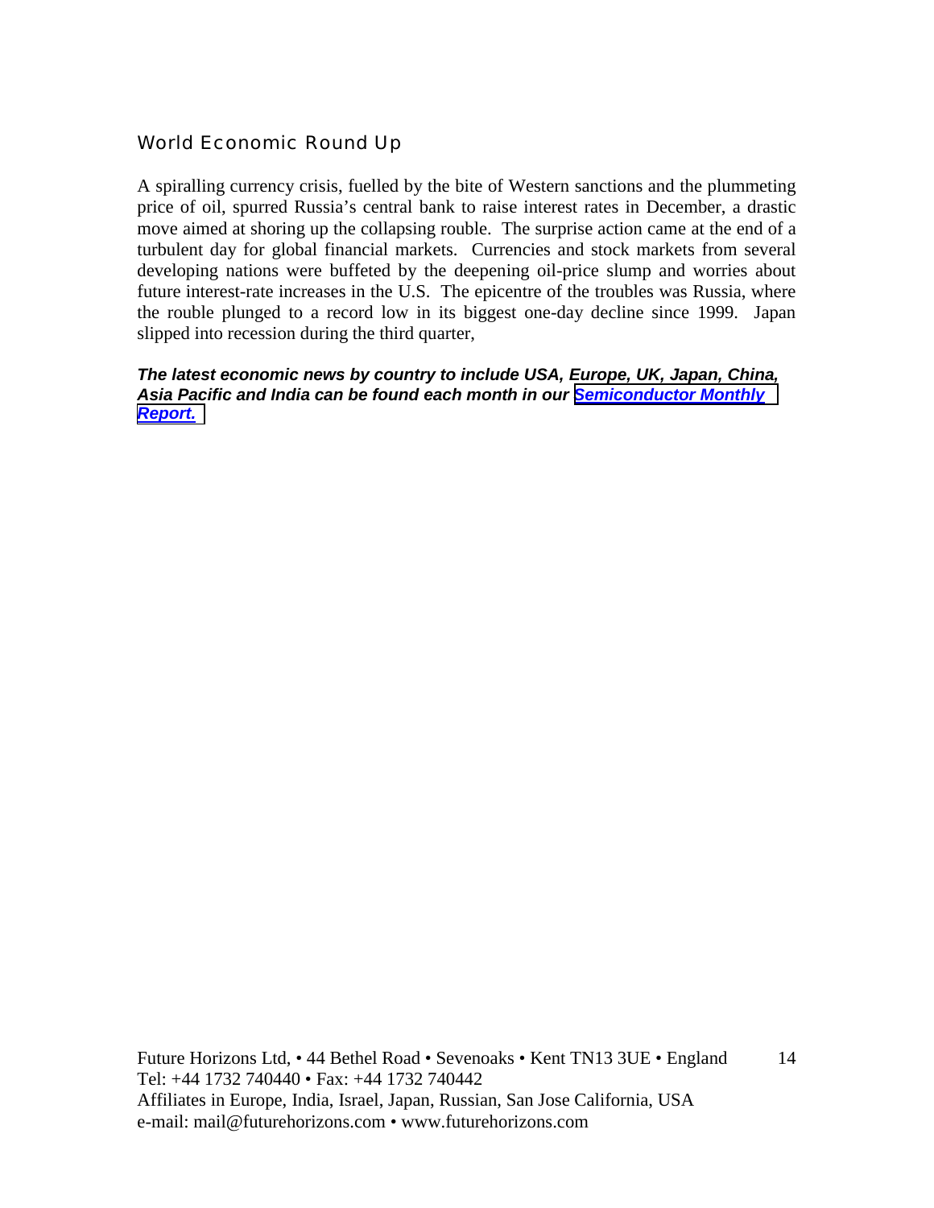## World Economic Round Up

A spiralling currency crisis, fuelled by the bite of Western sanctions and the plummeting price of oil, spurred Russia's central bank to raise interest rates in December, a drastic move aimed at shoring up the collapsing rouble. The surprise action came at the end of a turbulent day for global financial markets. Currencies and stock markets from several developing nations were buffeted by the deepening oil-price slump and worries about future interest-rate increases in the U.S. The epicentre of the troubles was Russia, where the rouble plunged to a record low in its biggest one-day decline since 1999. Japan slipped into recession during the third quarter,

***The latest economic news by country to include USA, Europe, UK, Japan, China, Asia Pacific and India can be found each month in our Semiconductor Monthly Report.***

Future Horizons Ltd, • 44 Bethel Road • Sevenoaks • Kent TN13 3UE • England
Tel: +44 1732 740440 • Fax: +44 1732 740442
Affiliates in Europe, India, Israel, Japan, Russian, San Jose California, USA
e-mail: mail@futurehorizons.com • www.futurehorizons.com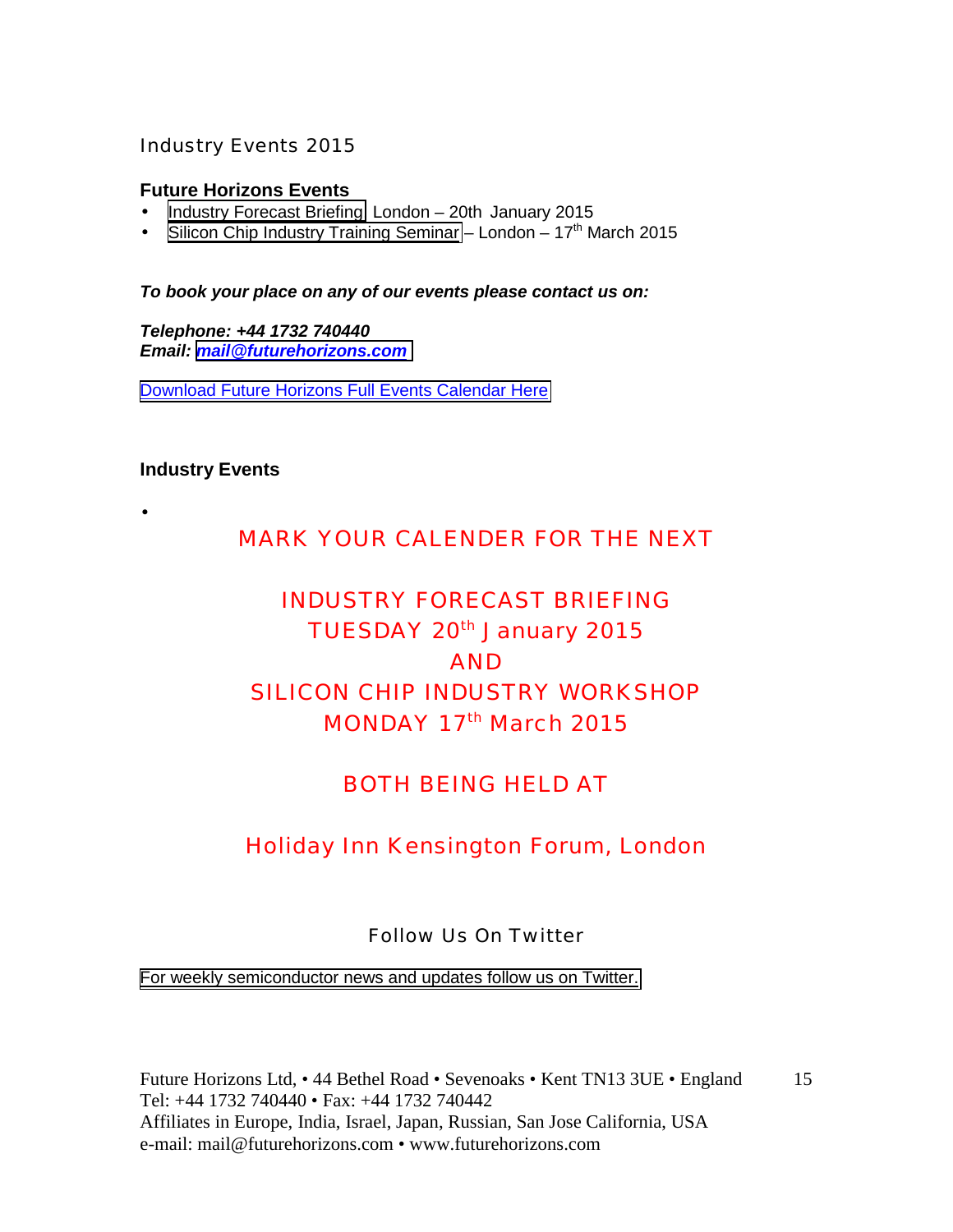## Industry Events 2015

### Future Horizons Events

- Industry Forecast Briefing London – 20th January 2015
- Silicon Chip Industry Training Seminar – London – 17th March 2015

***To book your place on any of our events please contact us on:***

***Telephone: +44 1732 740440***
***Email: mail@futurehorizons.com***

Download Future Horizons Full Events Calendar Here

### Industry Events

-

MARK YOUR CALENDER FOR THE NEXT

INDUSTRY FORECAST BRIEFING
TUESDAY 20th January 2015
AND
SILICON CHIP INDUSTRY WORKSHOP
MONDAY 17th March 2015

BOTH BEING HELD AT

Holiday Inn Kensington Forum, London

Follow Us On Twitter

For weekly semiconductor news and updates follow us on Twitter.

Future Horizons Ltd, • 44 Bethel Road • Sevenoaks • Kent TN13 3UE • England
Tel: +44 1732 740440 • Fax: +44 1732 740442
Affiliates in Europe, India, Israel, Japan, Russian, San Jose California, USA
e-mail: mail@futurehorizons.com • www.futurehorizons.com